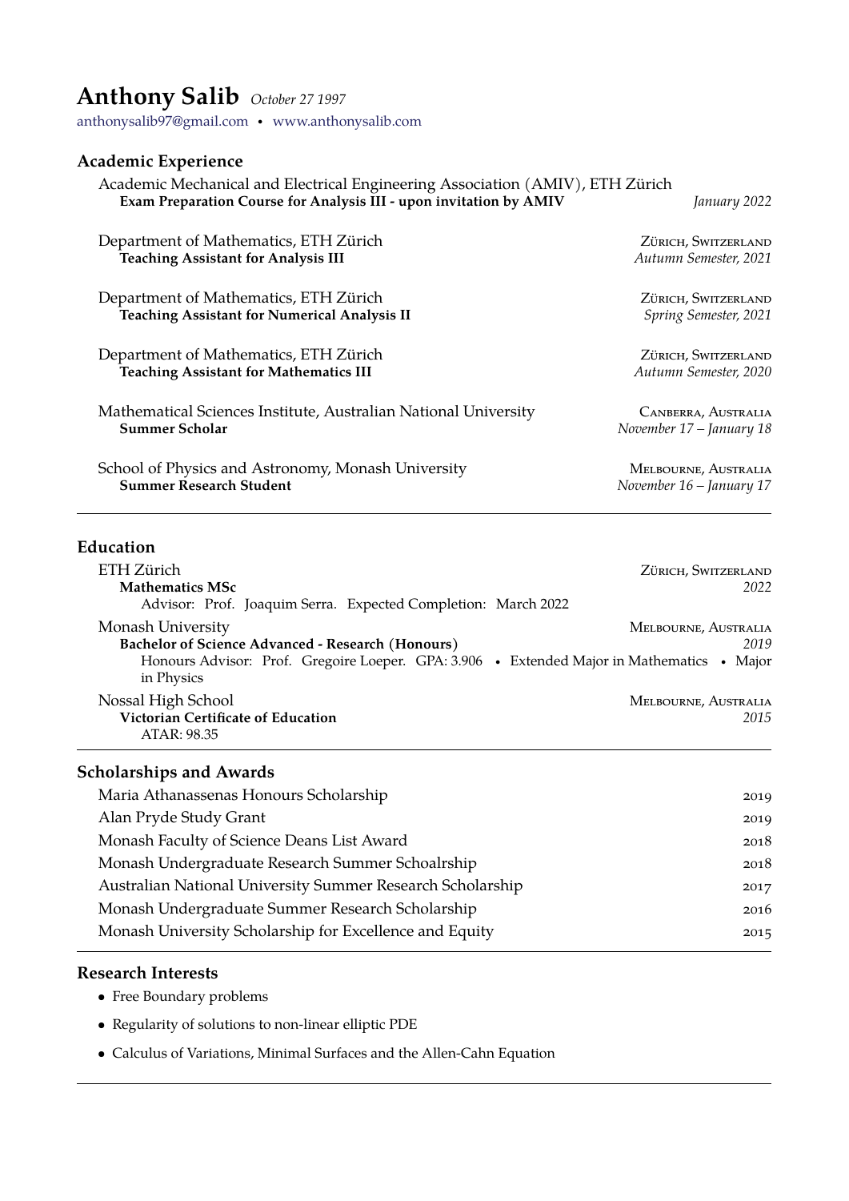# Anthony Salib *October 27 1997*

anthonysalib97@gmail.com • www.anthonysalib.com

## Academic Experience

Academic Mechanical and Electrical Engineering Association (AMIV), ETH Zürich
**Exam Preparation Course for Analysis III - upon invitation by AMIV** — *January 2022*

Department of Mathematics, ETH Zürich — Zürich, Switzerland
**Teaching Assistant for Analysis III** — *Autumn Semester, 2021*

Department of Mathematics, ETH Zürich — Zürich, Switzerland
**Teaching Assistant for Numerical Analysis II** — *Spring Semester, 2021*

Department of Mathematics, ETH Zürich — Zürich, Switzerland
**Teaching Assistant for Mathematics III** — *Autumn Semester, 2020*

Mathematical Sciences Institute, Australian National University — Canberra, Australia
**Summer Scholar** — *November 17 – January 18*

School of Physics and Astronomy, Monash University — Melbourne, Australia
**Summer Research Student** — *November 16 – January 17*

## Education

ETH Zürich — Zürich, Switzerland
**Mathematics MSc** — *2022*
Advisor: Prof. Joaquim Serra. Expected Completion: March 2022

Monash University — Melbourne, Australia
**Bachelor of Science Advanced - Research (Honours)** — *2019*
Honours Advisor: Prof. Gregoire Loeper. GPA: 3.906 • Extended Major in Mathematics • Major in Physics

Nossal High School — Melbourne, Australia
**Victorian Certificate of Education** — *2015*
ATAR: 98.35

## Scholarships and Awards

- Maria Athanassenas Honours Scholarship — 2019
- Alan Pryde Study Grant — 2019
- Monash Faculty of Science Deans List Award — 2018
- Monash Undergraduate Research Summer Schoalrship — 2018
- Australian National University Summer Research Scholarship — 2017
- Monash Undergraduate Summer Research Scholarship — 2016
- Monash University Scholarship for Excellence and Equity — 2015

## Research Interests

- Free Boundary problems
- Regularity of solutions to non-linear elliptic PDE
- Calculus of Variations, Minimal Surfaces and the Allen-Cahn Equation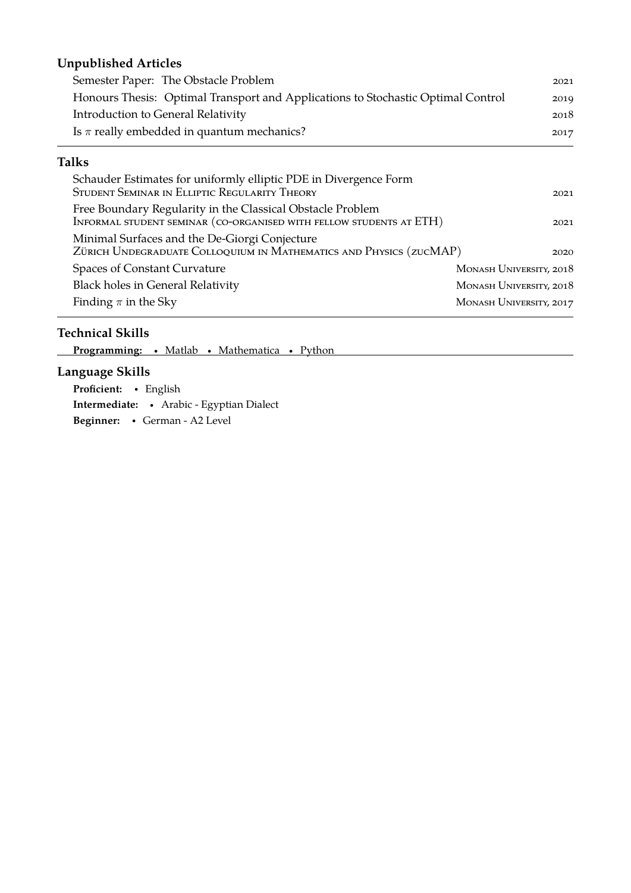## Unpublished Articles

| | |
|---|---|
| Semester Paper: The Obstacle Problem | 2021 |
| Honours Thesis: Optimal Transport and Applications to Stochastic Optimal Control | 2019 |
| Introduction to General Relativity | 2018 |
| Is $\pi$ really embedded in quantum mechanics? | 2017 |

## Talks

| | |
|---|---|
| Schauder Estimates for uniformly elliptic PDE in Divergence Form<br>Student Seminar in Elliptic Regularity Theory | 2021 |
| Free Boundary Regularity in the Classical Obstacle Problem<br>Informal student seminar (co-organised with fellow students at ETH) | 2021 |
| Minimal Surfaces and the De-Giorgi Conjecture<br>Zürich Undegraduate Colloquium in Mathematics and Physics (zucMAP) | 2020 |
| Spaces of Constant Curvature | Monash University, 2018 |
| Black holes in General Relativity | Monash University, 2018 |
| Finding $\pi$ in the Sky | Monash University, 2017 |

## Technical Skills

**Programming:** • Matlab • Mathematica • Python

## Language Skills

**Proficient:** • English

**Intermediate:** • Arabic - Egyptian Dialect

**Beginner:** • German - A2 Level